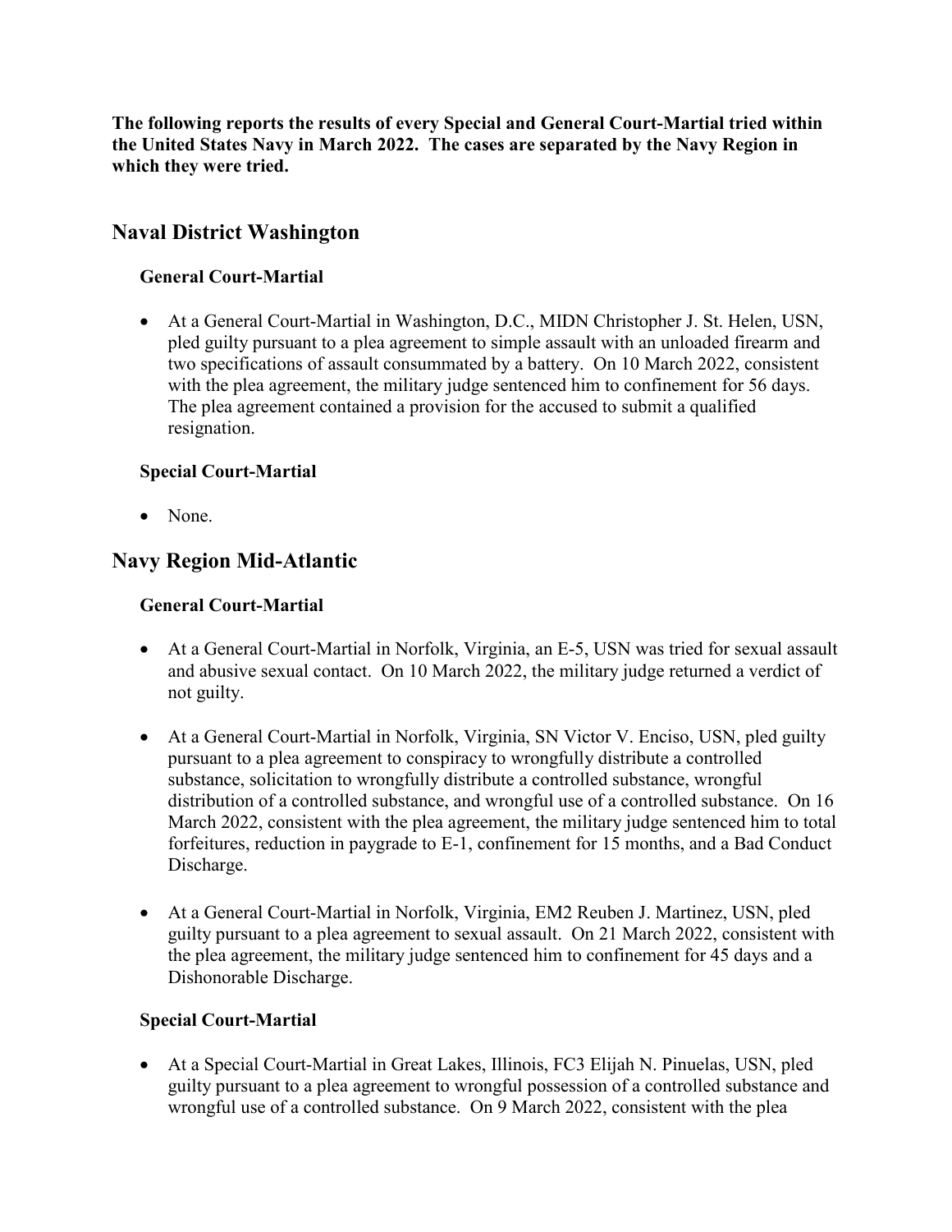**The following reports the results of every Special and General Court-Martial tried within the United States Navy in March 2022. The cases are separated by the Navy Region in which they were tried.**

## Naval District Washington

### General Court-Martial

- At a General Court-Martial in Washington, D.C., MIDN Christopher J. St. Helen, USN, pled guilty pursuant to a plea agreement to simple assault with an unloaded firearm and two specifications of assault consummated by a battery. On 10 March 2022, consistent with the plea agreement, the military judge sentenced him to confinement for 56 days. The plea agreement contained a provision for the accused to submit a qualified resignation.

### Special Court-Martial

- None.

## Navy Region Mid-Atlantic

### General Court-Martial

- At a General Court-Martial in Norfolk, Virginia, an E-5, USN was tried for sexual assault and abusive sexual contact. On 10 March 2022, the military judge returned a verdict of not guilty.

- At a General Court-Martial in Norfolk, Virginia, SN Victor V. Enciso, USN, pled guilty pursuant to a plea agreement to conspiracy to wrongfully distribute a controlled substance, solicitation to wrongfully distribute a controlled substance, wrongful distribution of a controlled substance, and wrongful use of a controlled substance. On 16 March 2022, consistent with the plea agreement, the military judge sentenced him to total forfeitures, reduction in paygrade to E-1, confinement for 15 months, and a Bad Conduct Discharge.

- At a General Court-Martial in Norfolk, Virginia, EM2 Reuben J. Martinez, USN, pled guilty pursuant to a plea agreement to sexual assault. On 21 March 2022, consistent with the plea agreement, the military judge sentenced him to confinement for 45 days and a Dishonorable Discharge.

### Special Court-Martial

- At a Special Court-Martial in Great Lakes, Illinois, FC3 Elijah N. Pinuelas, USN, pled guilty pursuant to a plea agreement to wrongful possession of a controlled substance and wrongful use of a controlled substance. On 9 March 2022, consistent with the plea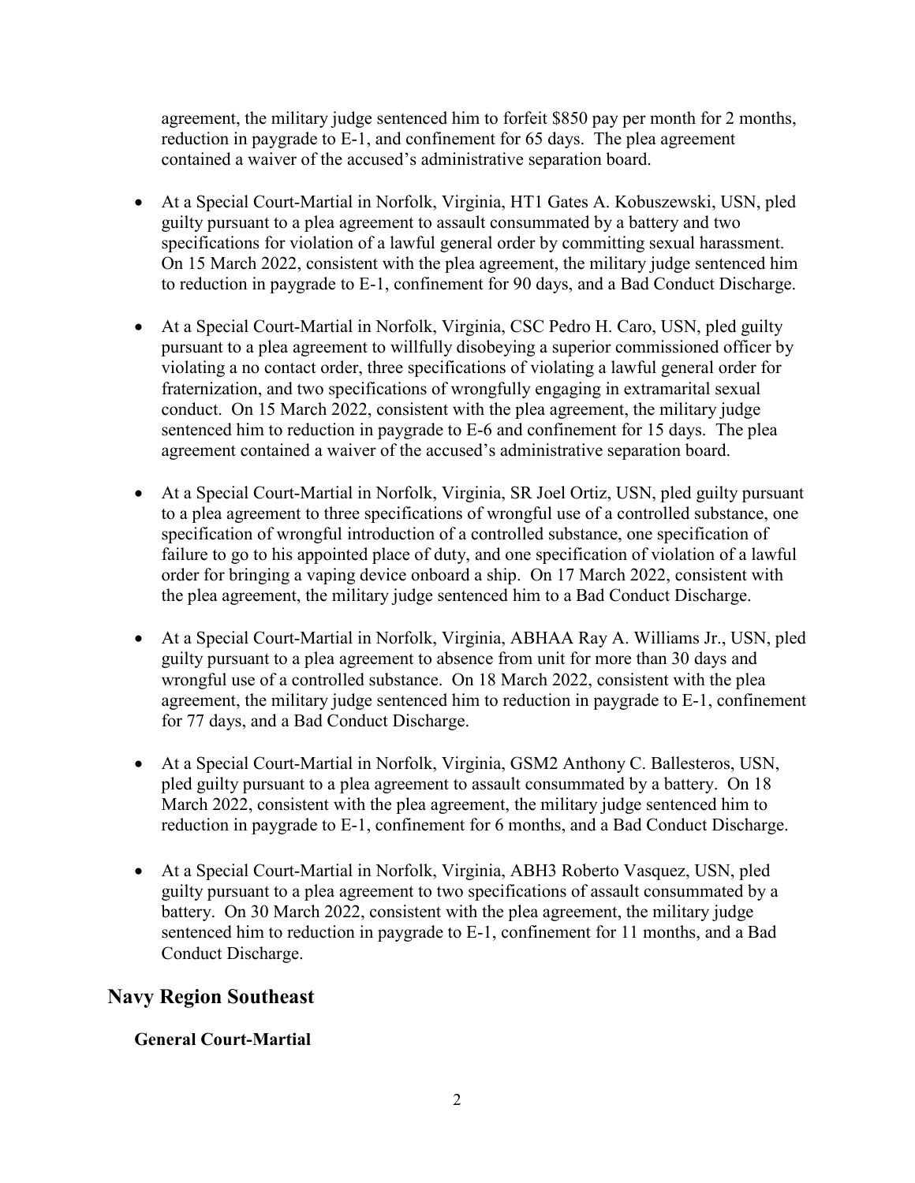agreement, the military judge sentenced him to forfeit $850 pay per month for 2 months, reduction in paygrade to E-1, and confinement for 65 days. The plea agreement contained a waiver of the accused's administrative separation board.

- At a Special Court-Martial in Norfolk, Virginia, HT1 Gates A. Kobuszewski, USN, pled guilty pursuant to a plea agreement to assault consummated by a battery and two specifications for violation of a lawful general order by committing sexual harassment. On 15 March 2022, consistent with the plea agreement, the military judge sentenced him to reduction in paygrade to E-1, confinement for 90 days, and a Bad Conduct Discharge.

- At a Special Court-Martial in Norfolk, Virginia, CSC Pedro H. Caro, USN, pled guilty pursuant to a plea agreement to willfully disobeying a superior commissioned officer by violating a no contact order, three specifications of violating a lawful general order for fraternization, and two specifications of wrongfully engaging in extramarital sexual conduct. On 15 March 2022, consistent with the plea agreement, the military judge sentenced him to reduction in paygrade to E-6 and confinement for 15 days. The plea agreement contained a waiver of the accused's administrative separation board.

- At a Special Court-Martial in Norfolk, Virginia, SR Joel Ortiz, USN, pled guilty pursuant to a plea agreement to three specifications of wrongful use of a controlled substance, one specification of wrongful introduction of a controlled substance, one specification of failure to go to his appointed place of duty, and one specification of violation of a lawful order for bringing a vaping device onboard a ship. On 17 March 2022, consistent with the plea agreement, the military judge sentenced him to a Bad Conduct Discharge.

- At a Special Court-Martial in Norfolk, Virginia, ABHAA Ray A. Williams Jr., USN, pled guilty pursuant to a plea agreement to absence from unit for more than 30 days and wrongful use of a controlled substance. On 18 March 2022, consistent with the plea agreement, the military judge sentenced him to reduction in paygrade to E-1, confinement for 77 days, and a Bad Conduct Discharge.

- At a Special Court-Martial in Norfolk, Virginia, GSM2 Anthony C. Ballesteros, USN, pled guilty pursuant to a plea agreement to assault consummated by a battery. On 18 March 2022, consistent with the plea agreement, the military judge sentenced him to reduction in paygrade to E-1, confinement for 6 months, and a Bad Conduct Discharge.

- At a Special Court-Martial in Norfolk, Virginia, ABH3 Roberto Vasquez, USN, pled guilty pursuant to a plea agreement to two specifications of assault consummated by a battery. On 30 March 2022, consistent with the plea agreement, the military judge sentenced him to reduction in paygrade to E-1, confinement for 11 months, and a Bad Conduct Discharge.

## Navy Region Southeast

### General Court-Martial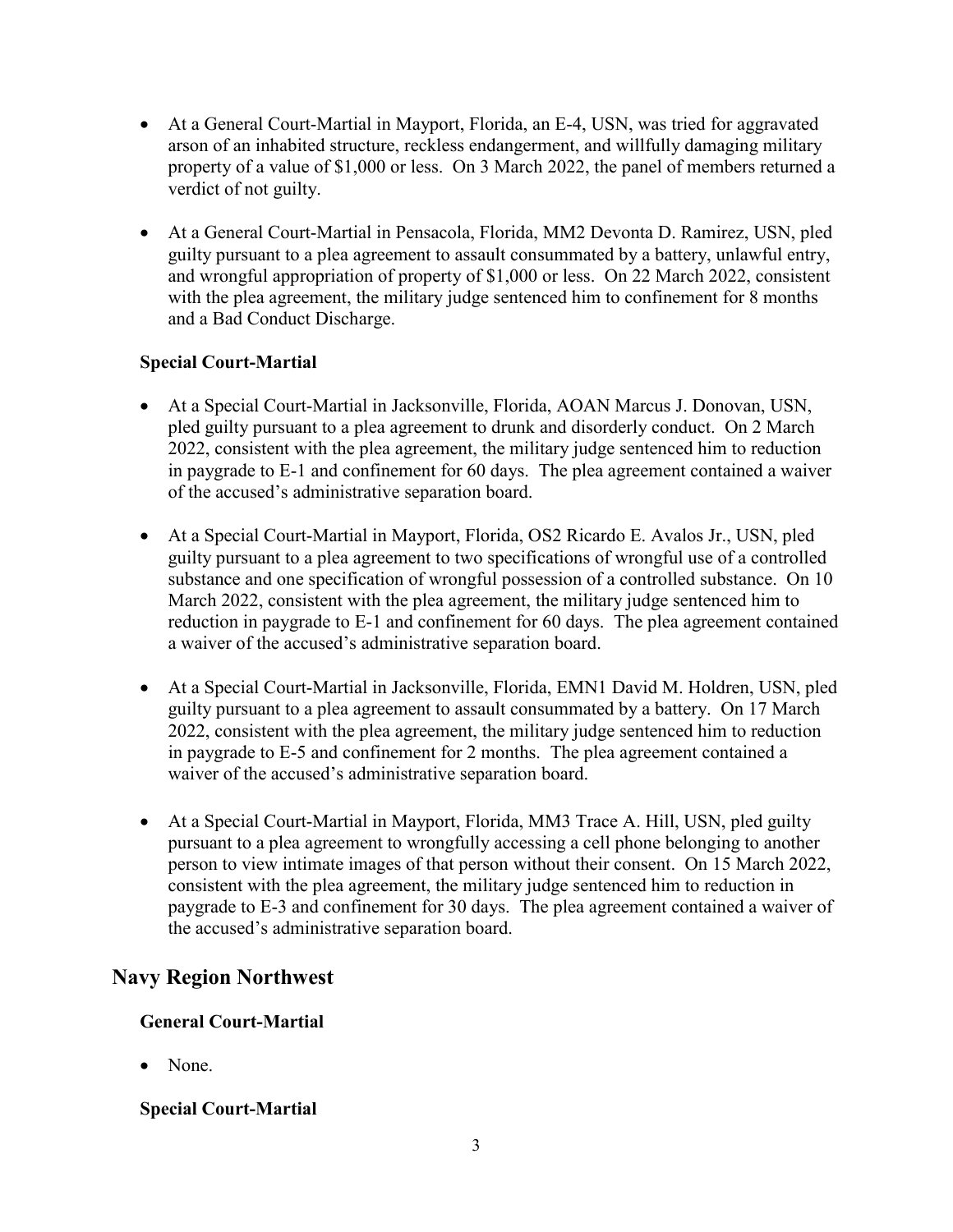- At a General Court-Martial in Mayport, Florida, an E-4, USN, was tried for aggravated arson of an inhabited structure, reckless endangerment, and willfully damaging military property of a value of $1,000 or less. On 3 March 2022, the panel of members returned a verdict of not guilty.

- At a General Court-Martial in Pensacola, Florida, MM2 Devonta D. Ramirez, USN, pled guilty pursuant to a plea agreement to assault consummated by a battery, unlawful entry, and wrongful appropriation of property of $1,000 or less. On 22 March 2022, consistent with the plea agreement, the military judge sentenced him to confinement for 8 months and a Bad Conduct Discharge.

### Special Court-Martial

- At a Special Court-Martial in Jacksonville, Florida, AOAN Marcus J. Donovan, USN, pled guilty pursuant to a plea agreement to drunk and disorderly conduct. On 2 March 2022, consistent with the plea agreement, the military judge sentenced him to reduction in paygrade to E-1 and confinement for 60 days. The plea agreement contained a waiver of the accused's administrative separation board.

- At a Special Court-Martial in Mayport, Florida, OS2 Ricardo E. Avalos Jr., USN, pled guilty pursuant to a plea agreement to two specifications of wrongful use of a controlled substance and one specification of wrongful possession of a controlled substance. On 10 March 2022, consistent with the plea agreement, the military judge sentenced him to reduction in paygrade to E-1 and confinement for 60 days. The plea agreement contained a waiver of the accused's administrative separation board.

- At a Special Court-Martial in Jacksonville, Florida, EMN1 David M. Holdren, USN, pled guilty pursuant to a plea agreement to assault consummated by a battery. On 17 March 2022, consistent with the plea agreement, the military judge sentenced him to reduction in paygrade to E-5 and confinement for 2 months. The plea agreement contained a waiver of the accused's administrative separation board.

- At a Special Court-Martial in Mayport, Florida, MM3 Trace A. Hill, USN, pled guilty pursuant to a plea agreement to wrongfully accessing a cell phone belonging to another person to view intimate images of that person without their consent. On 15 March 2022, consistent with the plea agreement, the military judge sentenced him to reduction in paygrade to E-3 and confinement for 30 days. The plea agreement contained a waiver of the accused's administrative separation board.

## Navy Region Northwest

### General Court-Martial

- None.

### Special Court-Martial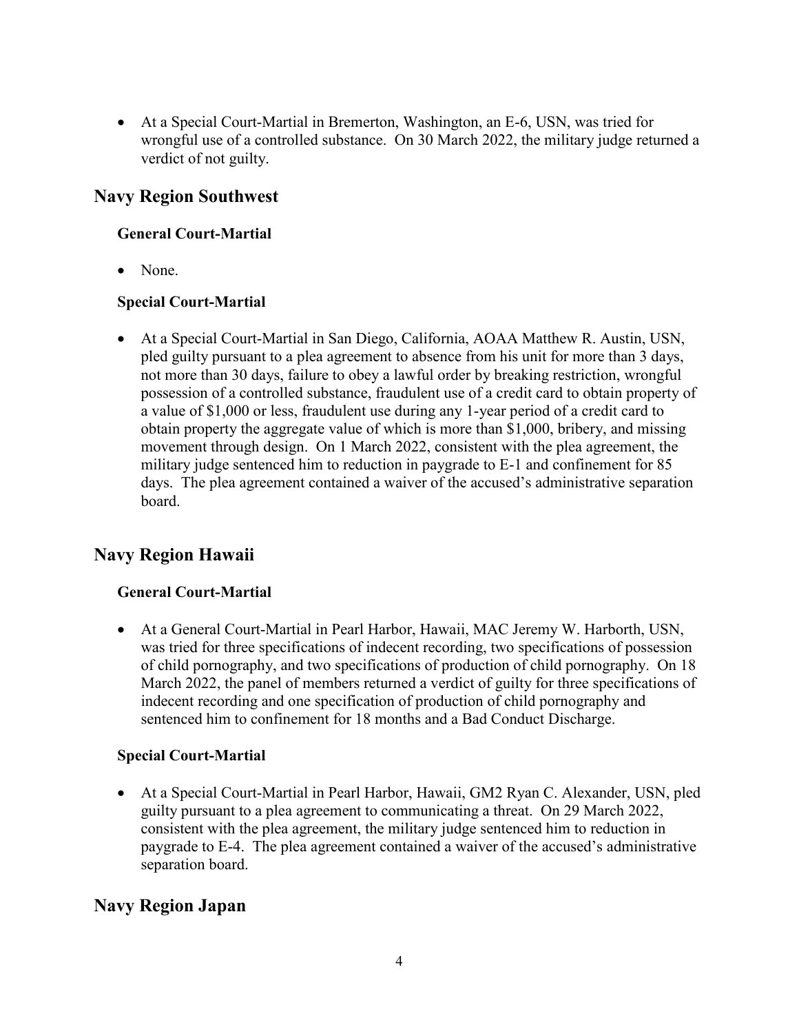- At a Special Court-Martial in Bremerton, Washington, an E-6, USN, was tried for wrongful use of a controlled substance. On 30 March 2022, the military judge returned a verdict of not guilty.

## Navy Region Southwest

### General Court-Martial

- None.

### Special Court-Martial

- At a Special Court-Martial in San Diego, California, AOAA Matthew R. Austin, USN, pled guilty pursuant to a plea agreement to absence from his unit for more than 3 days, not more than 30 days, failure to obey a lawful order by breaking restriction, wrongful possession of a controlled substance, fraudulent use of a credit card to obtain property of a value of $1,000 or less, fraudulent use during any 1-year period of a credit card to obtain property the aggregate value of which is more than $1,000, bribery, and missing movement through design. On 1 March 2022, consistent with the plea agreement, the military judge sentenced him to reduction in paygrade to E-1 and confinement for 85 days. The plea agreement contained a waiver of the accused's administrative separation board.

## Navy Region Hawaii

### General Court-Martial

- At a General Court-Martial in Pearl Harbor, Hawaii, MAC Jeremy W. Harborth, USN, was tried for three specifications of indecent recording, two specifications of possession of child pornography, and two specifications of production of child pornography. On 18 March 2022, the panel of members returned a verdict of guilty for three specifications of indecent recording and one specification of production of child pornography and sentenced him to confinement for 18 months and a Bad Conduct Discharge.

### Special Court-Martial

- At a Special Court-Martial in Pearl Harbor, Hawaii, GM2 Ryan C. Alexander, USN, pled guilty pursuant to a plea agreement to communicating a threat. On 29 March 2022, consistent with the plea agreement, the military judge sentenced him to reduction in paygrade to E-4. The plea agreement contained a waiver of the accused's administrative separation board.

## Navy Region Japan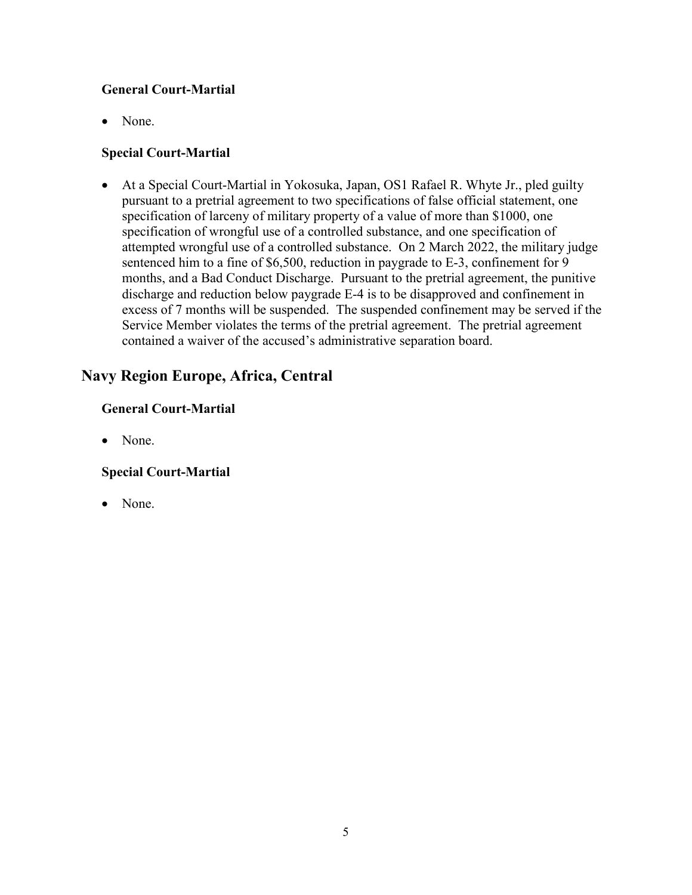### General Court-Martial

- None.

### Special Court-Martial

- At a Special Court-Martial in Yokosuka, Japan, OS1 Rafael R. Whyte Jr., pled guilty pursuant to a pretrial agreement to two specifications of false official statement, one specification of larceny of military property of a value of more than $1000, one specification of wrongful use of a controlled substance, and one specification of attempted wrongful use of a controlled substance. On 2 March 2022, the military judge sentenced him to a fine of $6,500, reduction in paygrade to E-3, confinement for 9 months, and a Bad Conduct Discharge. Pursuant to the pretrial agreement, the punitive discharge and reduction below paygrade E-4 is to be disapproved and confinement in excess of 7 months will be suspended. The suspended confinement may be served if the Service Member violates the terms of the pretrial agreement. The pretrial agreement contained a waiver of the accused's administrative separation board.

## Navy Region Europe, Africa, Central

### General Court-Martial

- None.

### Special Court-Martial

- None.